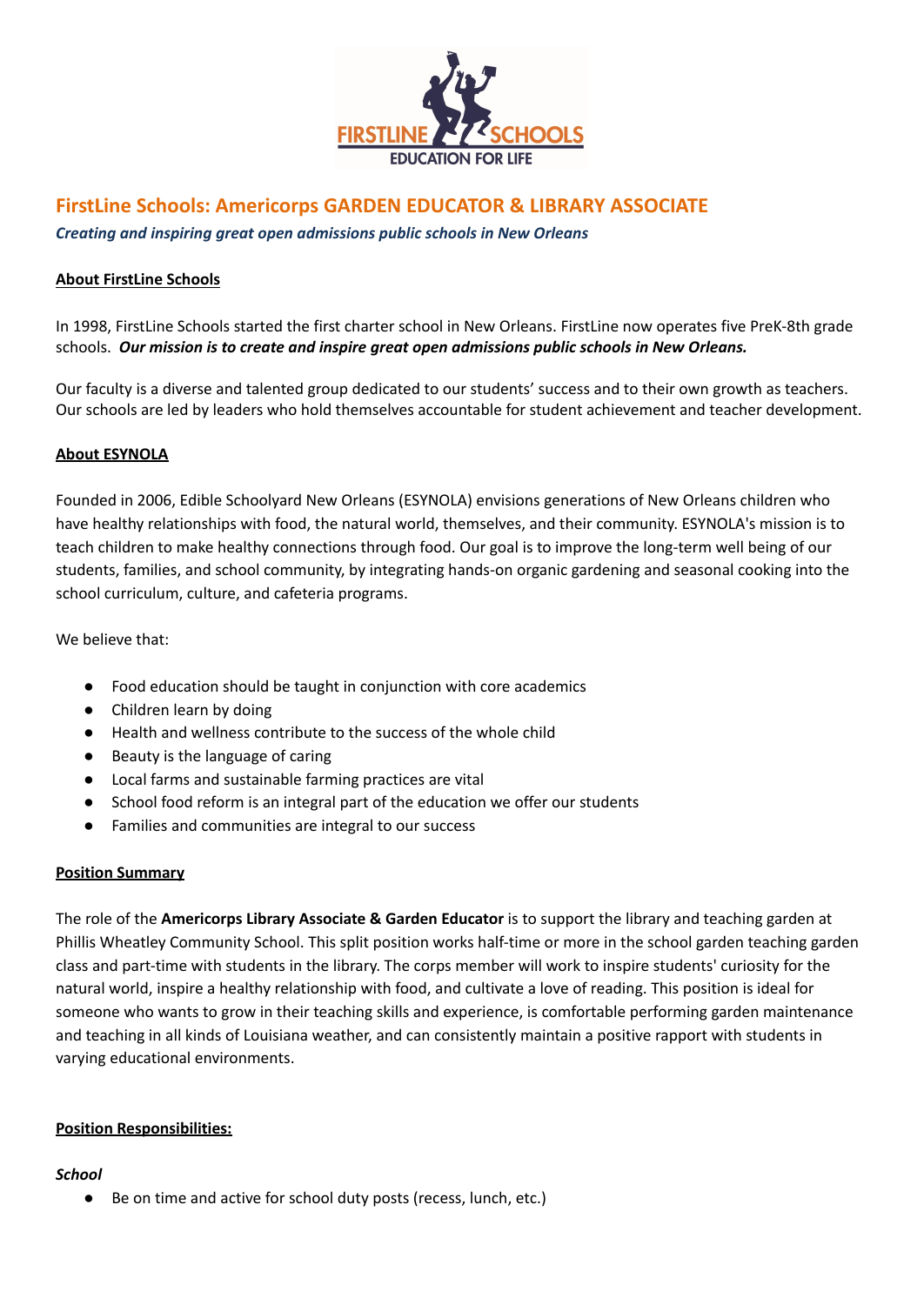# FirstLine Schools: Americorps GARDEN EDUCATOR & LIBRARY ASSOCIATE

***Creating and inspiring great open admissions public schools in New Orleans***

## About FirstLine Schools

In 1998, FirstLine Schools started the first charter school in New Orleans. FirstLine now operates five PreK-8th grade schools. ***Our mission is to create and inspire great open admissions public schools in New Orleans.***

Our faculty is a diverse and talented group dedicated to our students' success and to their own growth as teachers. Our schools are led by leaders who hold themselves accountable for student achievement and teacher development.

## About ESYNOLA

Founded in 2006, Edible Schoolyard New Orleans (ESYNOLA) envisions generations of New Orleans children who have healthy relationships with food, the natural world, themselves, and their community. ESYNOLA's mission is to teach children to make healthy connections through food. Our goal is to improve the long-term well being of our students, families, and school community, by integrating hands-on organic gardening and seasonal cooking into the school curriculum, culture, and cafeteria programs.

We believe that:

- Food education should be taught in conjunction with core academics
- Children learn by doing
- Health and wellness contribute to the success of the whole child
- Beauty is the language of caring
- Local farms and sustainable farming practices are vital
- School food reform is an integral part of the education we offer our students
- Families and communities are integral to our success

## Position Summary

The role of the **Americorps Library Associate & Garden Educator** is to support the library and teaching garden at Phillis Wheatley Community School. This split position works half-time or more in the school garden teaching garden class and part-time with students in the library. The corps member will work to inspire students' curiosity for the natural world, inspire a healthy relationship with food, and cultivate a love of reading. This position is ideal for someone who wants to grow in their teaching skills and experience, is comfortable performing garden maintenance and teaching in all kinds of Louisiana weather, and can consistently maintain a positive rapport with students in varying educational environments.

## Position Responsibilities:

### *School*

- Be on time and active for school duty posts (recess, lunch, etc.)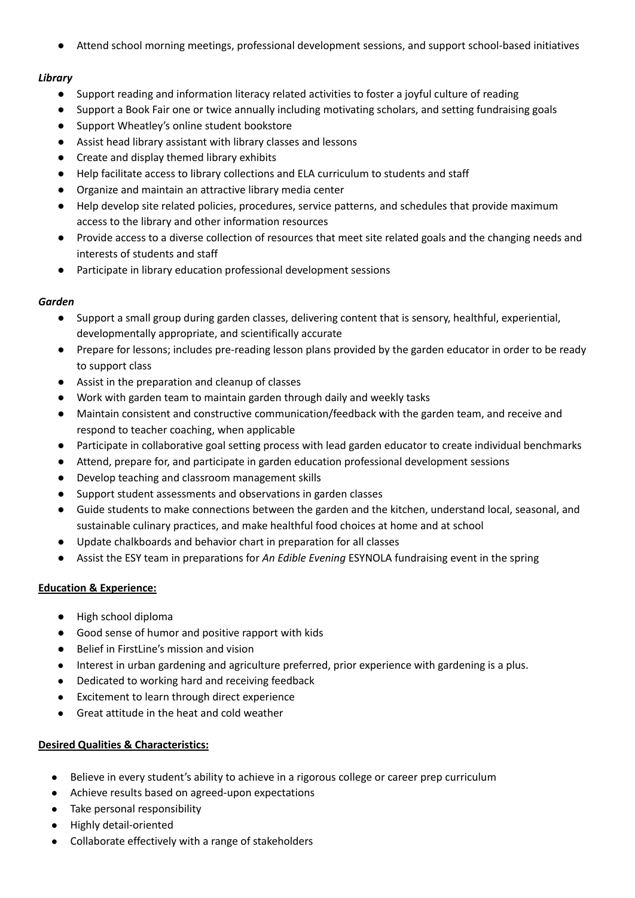- Attend school morning meetings, professional development sessions, and support school-based initiatives

***Library***

- Support reading and information literacy related activities to foster a joyful culture of reading
- Support a Book Fair one or twice annually including motivating scholars, and setting fundraising goals
- Support Wheatley's online student bookstore
- Assist head library assistant with library classes and lessons
- Create and display themed library exhibits
- Help facilitate access to library collections and ELA curriculum to students and staff
- Organize and maintain an attractive library media center
- Help develop site related policies, procedures, service patterns, and schedules that provide maximum access to the library and other information resources
- Provide access to a diverse collection of resources that meet site related goals and the changing needs and interests of students and staff
- Participate in library education professional development sessions

***Garden***

- Support a small group during garden classes, delivering content that is sensory, healthful, experiential, developmentally appropriate, and scientifically accurate
- Prepare for lessons; includes pre-reading lesson plans provided by the garden educator in order to be ready to support class
- Assist in the preparation and cleanup of classes
- Work with garden team to maintain garden through daily and weekly tasks
- Maintain consistent and constructive communication/feedback with the garden team, and receive and respond to teacher coaching, when applicable
- Participate in collaborative goal setting process with lead garden educator to create individual benchmarks
- Attend, prepare for, and participate in garden education professional development sessions
- Develop teaching and classroom management skills
- Support student assessments and observations in garden classes
- Guide students to make connections between the garden and the kitchen, understand local, seasonal, and sustainable culinary practices, and make healthful food choices at home and at school
- Update chalkboards and behavior chart in preparation for all classes
- Assist the ESY team in preparations for *An Edible Evening* ESYNOLA fundraising event in the spring

**Education & Experience:**

- High school diploma
- Good sense of humor and positive rapport with kids
- Belief in FirstLine's mission and vision
- Interest in urban gardening and agriculture preferred, prior experience with gardening is a plus.
- Dedicated to working hard and receiving feedback
- Excitement to learn through direct experience
- Great attitude in the heat and cold weather

**Desired Qualities & Characteristics:**

- Believe in every student's ability to achieve in a rigorous college or career prep curriculum
- Achieve results based on agreed-upon expectations
- Take personal responsibility
- Highly detail-oriented
- Collaborate effectively with a range of stakeholders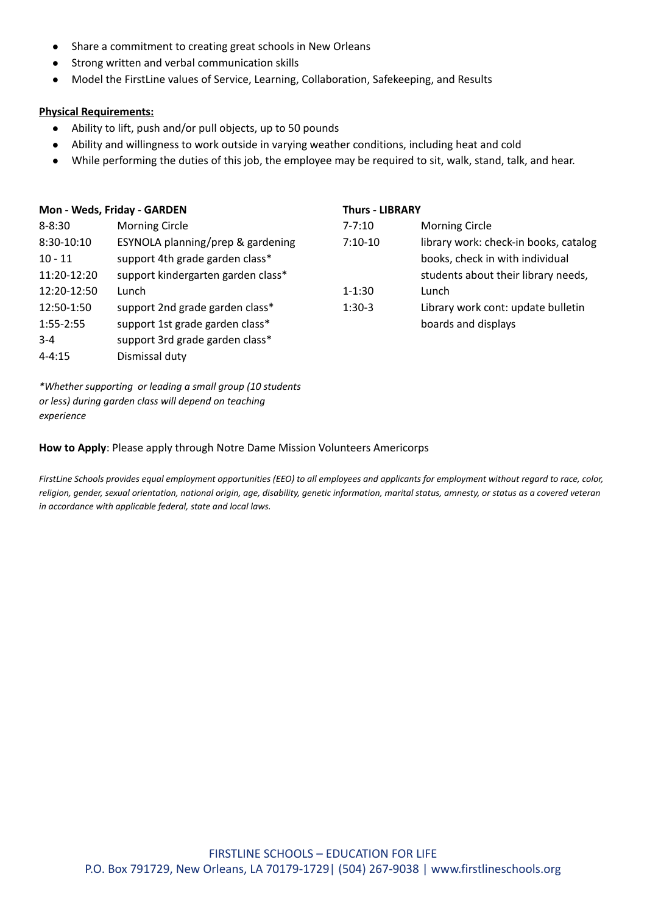- Share a commitment to creating great schools in New Orleans
- Strong written and verbal communication skills
- Model the FirstLine values of Service, Learning, Collaboration, Safekeeping, and Results

**Physical Requirements:**

- Ability to lift, push and/or pull objects, up to 50 pounds
- Ability and willingness to work outside in varying weather conditions, including heat and cold
- While performing the duties of this job, the employee may be required to sit, walk, stand, talk, and hear.

**Mon - Weds, Friday - GARDEN**

| | |
|---|---|
| 8-8:30 | Morning Circle |
| 8:30-10:10 | ESYNOLA planning/prep & gardening |
| 10 - 11 | support 4th grade garden class* |
| 11:20-12:20 | support kindergarten garden class* |
| 12:20-12:50 | Lunch |
| 12:50-1:50 | support 2nd grade garden class* |
| 1:55-2:55 | support 1st grade garden class* |
| 3-4 | support 3rd grade garden class* |
| 4-4:15 | Dismissal duty |

*\*Whether supporting or leading a small group (10 students or less) during garden class will depend on teaching experience*

**Thurs - LIBRARY**

| | |
|---|---|
| 7-7:10 | Morning Circle |
| 7:10-10 | library work: check-in books, catalog books, check in with individual students about their library needs, |
| 1-1:30 | Lunch |
| 1:30-3 | Library work cont: update bulletin boards and displays |

**How to Apply**: Please apply through Notre Dame Mission Volunteers Americorps

*FirstLine Schools provides equal employment opportunities (EEO) to all employees and applicants for employment without regard to race, color, religion, gender, sexual orientation, national origin, age, disability, genetic information, marital status, amnesty, or status as a covered veteran in accordance with applicable federal, state and local laws.*